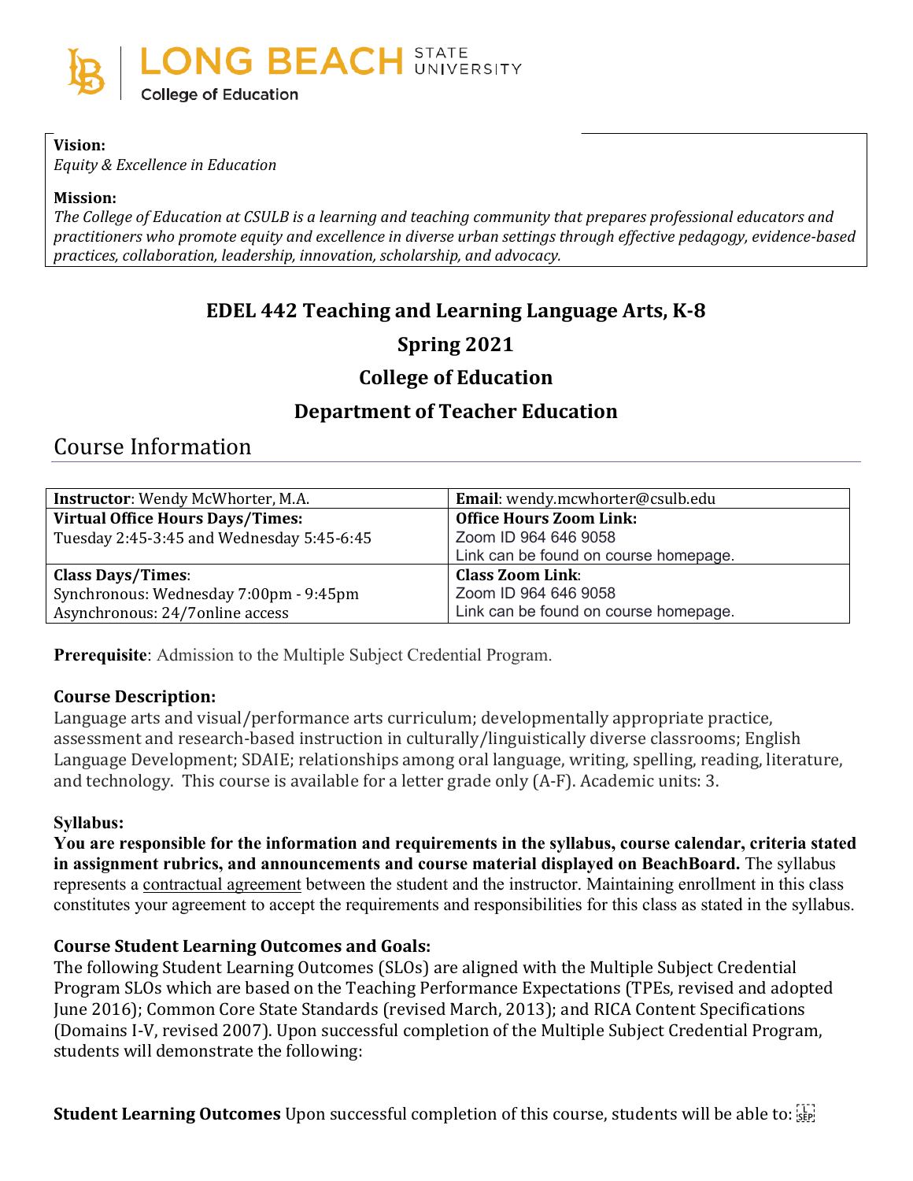LONG BEACH STATE UNIVERSITY
College of Education

**Vision:**
*Equity & Excellence in Education*

**Mission:**
*The College of Education at CSULB is a learning and teaching community that prepares professional educators and practitioners who promote equity and excellence in diverse urban settings through effective pedagogy, evidence-based practices, collaboration, leadership, innovation, scholarship, and advocacy.*

# EDEL 442 Teaching and Learning Language Arts, K-8

## Spring 2021

## College of Education

## Department of Teacher Education

## Course Information

| **Instructor**: Wendy McWhorter, M.A. | **Email**: wendy.mcwhorter@csulb.edu |
|---|---|
| **Virtual Office Hours Days/Times:** Tuesday 2:45-3:45 and Wednesday 5:45-6:45 | **Office Hours Zoom Link:** Zoom ID 964 646 9058 Link can be found on course homepage. |
| **Class Days/Times**: Synchronous: Wednesday 7:00pm - 9:45pm Asynchronous: 24/7online access | **Class Zoom Link**: Zoom ID 964 646 9058 Link can be found on course homepage. |

**Prerequisite**: Admission to the Multiple Subject Credential Program.

**Course Description:**
Language arts and visual/performance arts curriculum; developmentally appropriate practice, assessment and research-based instruction in culturally/linguistically diverse classrooms; English Language Development; SDAIE; relationships among oral language, writing, spelling, reading, literature, and technology. This course is available for a letter grade only (A-F). Academic units: 3.

**Syllabus:**
**You are responsible for the information and requirements in the syllabus, course calendar, criteria stated in assignment rubrics, and announcements and course material displayed on BeachBoard.** The syllabus represents a contractual agreement between the student and the instructor. Maintaining enrollment in this class constitutes your agreement to accept the requirements and responsibilities for this class as stated in the syllabus.

**Course Student Learning Outcomes and Goals:**
The following Student Learning Outcomes (SLOs) are aligned with the Multiple Subject Credential Program SLOs which are based on the Teaching Performance Expectations (TPEs, revised and adopted June 2016); Common Core State Standards (revised March, 2013); and RICA Content Specifications (Domains I-V, revised 2007). Upon successful completion of the Multiple Subject Credential Program, students will demonstrate the following:

**Student Learning Outcomes** Upon successful completion of this course, students will be able to: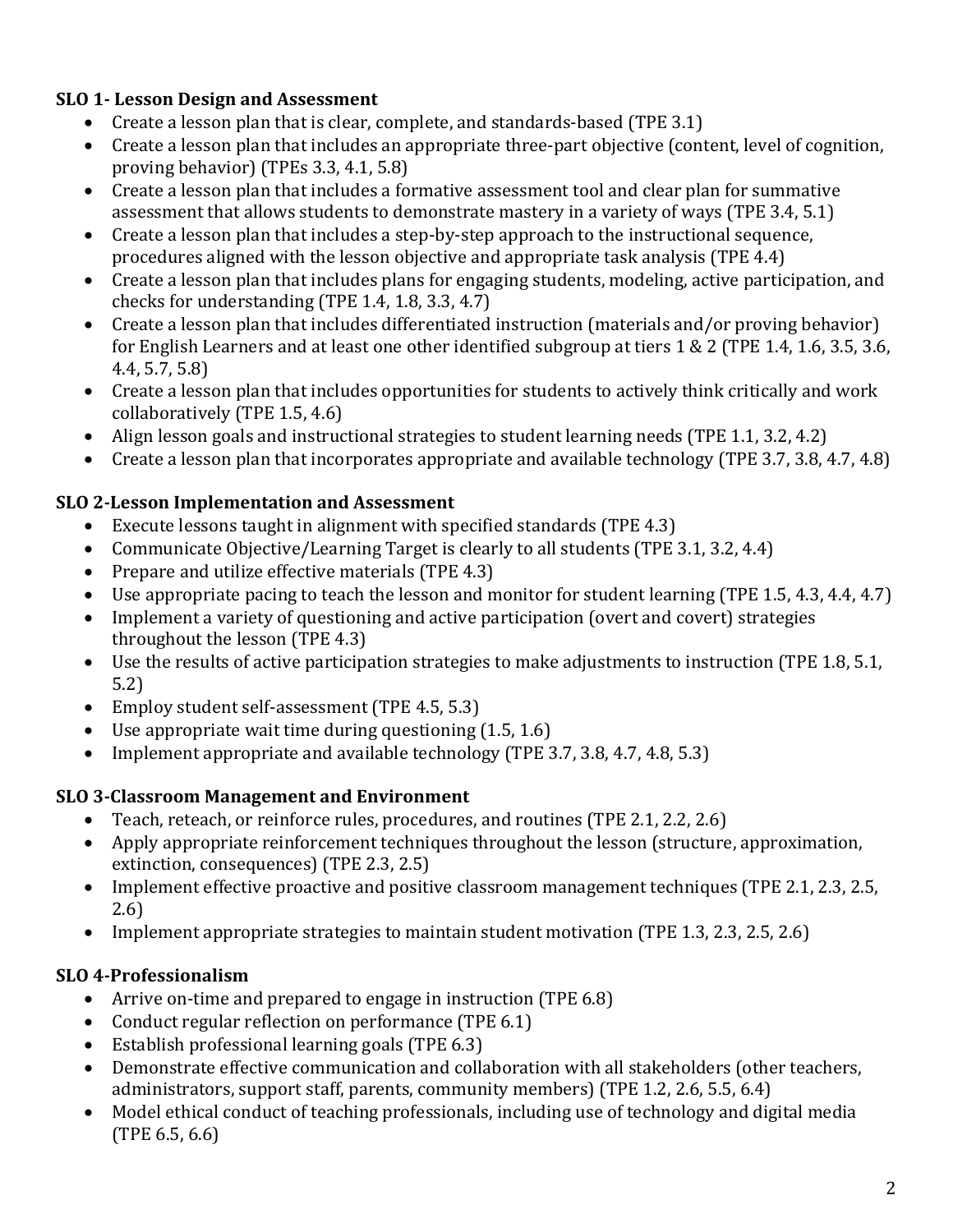**SLO 1- Lesson Design and Assessment**

- Create a lesson plan that is clear, complete, and standards-based (TPE 3.1)
- Create a lesson plan that includes an appropriate three-part objective (content, level of cognition, proving behavior) (TPEs 3.3, 4.1, 5.8)
- Create a lesson plan that includes a formative assessment tool and clear plan for summative assessment that allows students to demonstrate mastery in a variety of ways (TPE 3.4, 5.1)
- Create a lesson plan that includes a step-by-step approach to the instructional sequence, procedures aligned with the lesson objective and appropriate task analysis (TPE 4.4)
- Create a lesson plan that includes plans for engaging students, modeling, active participation, and checks for understanding (TPE 1.4, 1.8, 3.3, 4.7)
- Create a lesson plan that includes differentiated instruction (materials and/or proving behavior) for English Learners and at least one other identified subgroup at tiers 1 & 2 (TPE 1.4, 1.6, 3.5, 3.6, 4.4, 5.7, 5.8)
- Create a lesson plan that includes opportunities for students to actively think critically and work collaboratively (TPE 1.5, 4.6)
- Align lesson goals and instructional strategies to student learning needs (TPE 1.1, 3.2, 4.2)
- Create a lesson plan that incorporates appropriate and available technology (TPE 3.7, 3.8, 4.7, 4.8)

**SLO 2-Lesson Implementation and Assessment**

- Execute lessons taught in alignment with specified standards (TPE 4.3)
- Communicate Objective/Learning Target is clearly to all students (TPE 3.1, 3.2, 4.4)
- Prepare and utilize effective materials (TPE 4.3)
- Use appropriate pacing to teach the lesson and monitor for student learning (TPE 1.5, 4.3, 4.4, 4.7)
- Implement a variety of questioning and active participation (overt and covert) strategies throughout the lesson (TPE 4.3)
- Use the results of active participation strategies to make adjustments to instruction (TPE 1.8, 5.1, 5.2)
- Employ student self-assessment (TPE 4.5, 5.3)
- Use appropriate wait time during questioning (1.5, 1.6)
- Implement appropriate and available technology (TPE 3.7, 3.8, 4.7, 4.8, 5.3)

**SLO 3-Classroom Management and Environment**

- Teach, reteach, or reinforce rules, procedures, and routines (TPE 2.1, 2.2, 2.6)
- Apply appropriate reinforcement techniques throughout the lesson (structure, approximation, extinction, consequences) (TPE 2.3, 2.5)
- Implement effective proactive and positive classroom management techniques (TPE 2.1, 2.3, 2.5, 2.6)
- Implement appropriate strategies to maintain student motivation (TPE 1.3, 2.3, 2.5, 2.6)

**SLO 4-Professionalism**

- Arrive on-time and prepared to engage in instruction (TPE 6.8)
- Conduct regular reflection on performance (TPE 6.1)
- Establish professional learning goals (TPE 6.3)
- Demonstrate effective communication and collaboration with all stakeholders (other teachers, administrators, support staff, parents, community members) (TPE 1.2, 2.6, 5.5, 6.4)
- Model ethical conduct of teaching professionals, including use of technology and digital media (TPE 6.5, 6.6)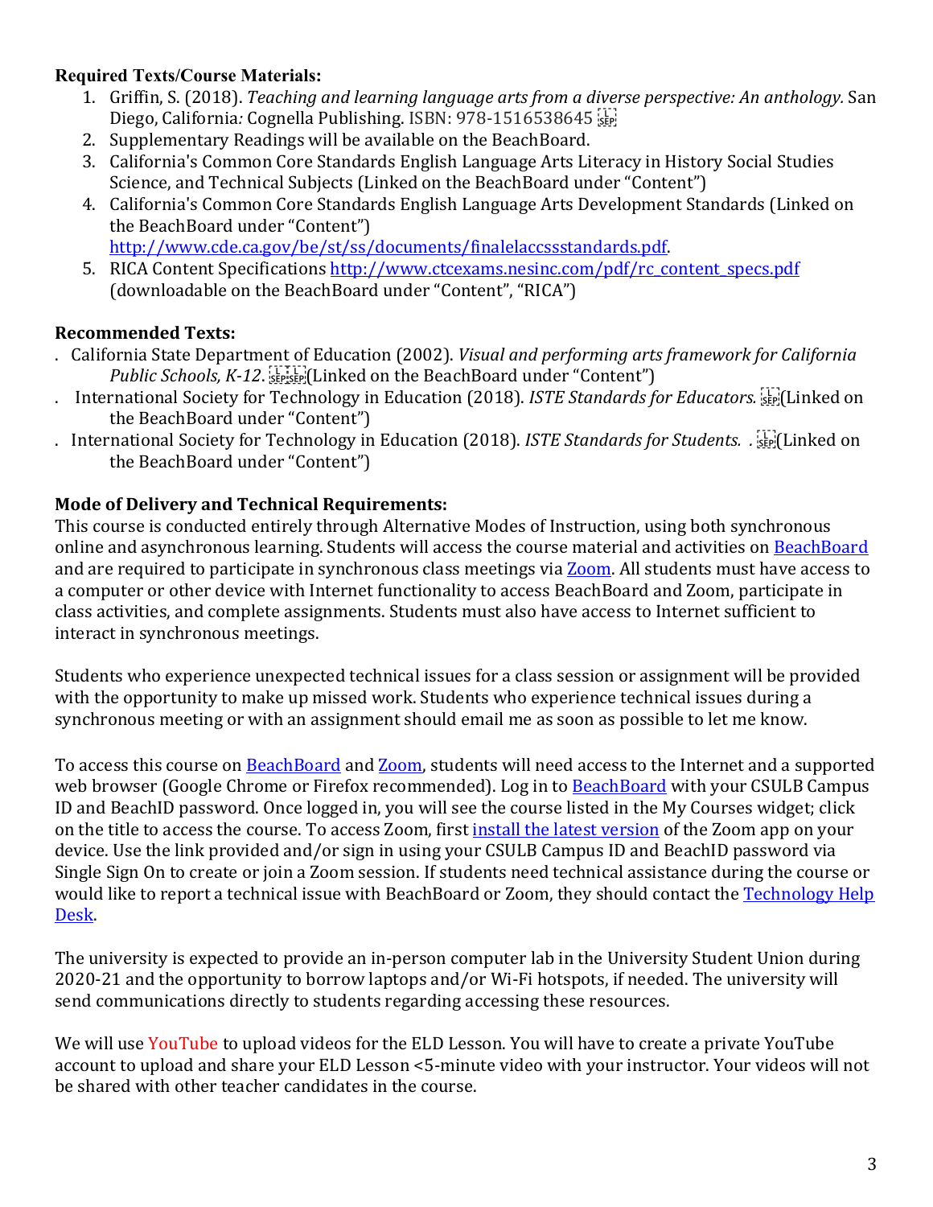**Required Texts/Course Materials:**

1. Griffin, S. (2018). *Teaching and learning language arts from a diverse perspective: An anthology.* San Diego, California*:* Cognella Publishing. ISBN: 978-1516538645
2. Supplementary Readings will be available on the BeachBoard.
3. California's Common Core Standards English Language Arts Literacy in History Social Studies Science, and Technical Subjects (Linked on the BeachBoard under "Content")
4. California's Common Core Standards English Language Arts Development Standards (Linked on the BeachBoard under "Content") http://www.cde.ca.gov/be/st/ss/documents/finalelaccssstandards.pdf.
5. RICA Content Specifications http://www.ctcexams.nesinc.com/pdf/rc_content_specs.pdf (downloadable on the BeachBoard under "Content", "RICA")

**Recommended Texts:**

- California State Department of Education (2002). *Visual and performing arts framework for California Public Schools, K-12*. (Linked on the BeachBoard under "Content")
- International Society for Technology in Education (2018). *ISTE Standards for Educators.* (Linked on the BeachBoard under "Content")
- International Society for Technology in Education (2018). *ISTE Standards for Students.* . (Linked on the BeachBoard under "Content")

**Mode of Delivery and Technical Requirements:**

This course is conducted entirely through Alternative Modes of Instruction, using both synchronous online and asynchronous learning. Students will access the course material and activities on BeachBoard and are required to participate in synchronous class meetings via Zoom. All students must have access to a computer or other device with Internet functionality to access BeachBoard and Zoom, participate in class activities, and complete assignments. Students must also have access to Internet sufficient to interact in synchronous meetings.

Students who experience unexpected technical issues for a class session or assignment will be provided with the opportunity to make up missed work. Students who experience technical issues during a synchronous meeting or with an assignment should email me as soon as possible to let me know.

To access this course on BeachBoard and Zoom, students will need access to the Internet and a supported web browser (Google Chrome or Firefox recommended). Log in to BeachBoard with your CSULB Campus ID and BeachID password. Once logged in, you will see the course listed in the My Courses widget; click on the title to access the course. To access Zoom, first install the latest version of the Zoom app on your device. Use the link provided and/or sign in using your CSULB Campus ID and BeachID password via Single Sign On to create or join a Zoom session. If students need technical assistance during the course or would like to report a technical issue with BeachBoard or Zoom, they should contact the Technology Help Desk.

The university is expected to provide an in-person computer lab in the University Student Union during 2020-21 and the opportunity to borrow laptops and/or Wi-Fi hotspots, if needed. The university will send communications directly to students regarding accessing these resources.

We will use YouTube to upload videos for the ELD Lesson. You will have to create a private YouTube account to upload and share your ELD Lesson <5-minute video with your instructor. Your videos will not be shared with other teacher candidates in the course.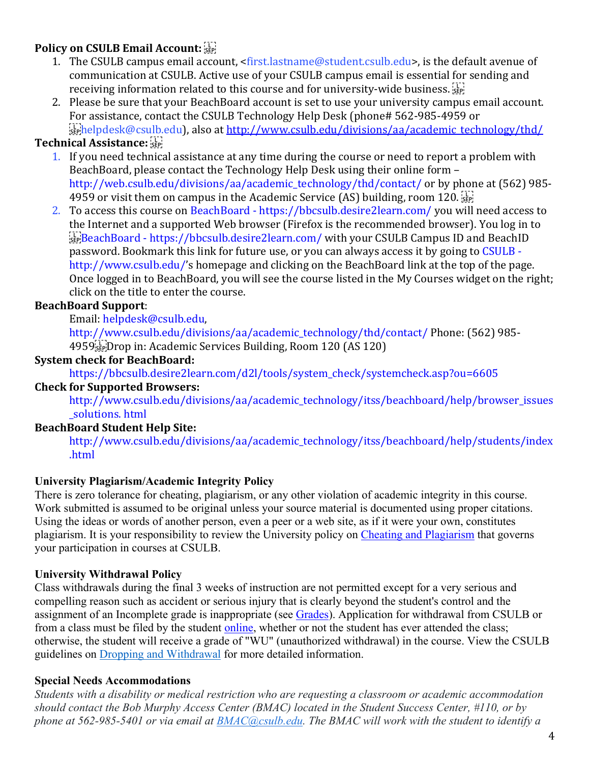**Policy on CSULB Email Account:**

1. The CSULB campus email account, <first.lastname@student.csulb.edu>, is the default avenue of communication at CSULB. Active use of your CSULB campus email is essential for sending and receiving information related to this course and for university-wide business.
2. Please be sure that your BeachBoard account is set to use your university campus email account. For assistance, contact the CSULB Technology Help Desk (phone# 562-985-4959 or helpdesk@csulb.edu), also at http://www.csulb.edu/divisions/aa/academic_technology/thd/

**Technical Assistance:**

1. If you need technical assistance at any time during the course or need to report a problem with BeachBoard, please contact the Technology Help Desk using their online form – http://web.csulb.edu/divisions/aa/academic_technology/thd/contact/ or by phone at (562) 985-4959 or visit them on campus in the Academic Service (AS) building, room 120.
2. To access this course on BeachBoard - https://bbcsulb.desire2learn.com/ you will need access to the Internet and a supported Web browser (Firefox is the recommended browser). You log in to BeachBoard - https://bbcsulb.desire2learn.com/ with your CSULB Campus ID and BeachID password. Bookmark this link for future use, or you can always access it by going to CSULB - http://www.csulb.edu/'s homepage and clicking on the BeachBoard link at the top of the page. Once logged in to BeachBoard, you will see the course listed in the My Courses widget on the right; click on the title to enter the course.

**BeachBoard Support**:

Email: helpdesk@csulb.edu,
http://www.csulb.edu/divisions/aa/academic_technology/thd/contact/ Phone: (562) 985-4959
Drop in: Academic Services Building, Room 120 (AS 120)

**System check for BeachBoard:**

https://bbcsulb.desire2learn.com/d2l/tools/system_check/systemcheck.asp?ou=6605

**Check for Supported Browsers:**

http://www.csulb.edu/divisions/aa/academic_technology/itss/beachboard/help/browser_issues_solutions. html

**BeachBoard Student Help Site:**

http://www.csulb.edu/divisions/aa/academic_technology/itss/beachboard/help/students/index.html

**University Plagiarism/Academic Integrity Policy**

There is zero tolerance for cheating, plagiarism, or any other violation of academic integrity in this course. Work submitted is assumed to be original unless your source material is documented using proper citations. Using the ideas or words of another person, even a peer or a web site, as if it were your own, constitutes plagiarism. It is your responsibility to review the University policy on Cheating and Plagiarism that governs your participation in courses at CSULB.

**University Withdrawal Policy**

Class withdrawals during the final 3 weeks of instruction are not permitted except for a very serious and compelling reason such as accident or serious injury that is clearly beyond the student's control and the assignment of an Incomplete grade is inappropriate (see Grades). Application for withdrawal from CSULB or from a class must be filed by the student online, whether or not the student has ever attended the class; otherwise, the student will receive a grade of "WU" (unauthorized withdrawal) in the course. View the CSULB guidelines on Dropping and Withdrawal for more detailed information.

**Special Needs Accommodations**

*Students with a disability or medical restriction who are requesting a classroom or academic accommodation should contact the Bob Murphy Access Center (BMAC) located in the Student Success Center, #110, or by phone at 562-985-5401 or via email at BMAC@csulb.edu. The BMAC will work with the student to identify a*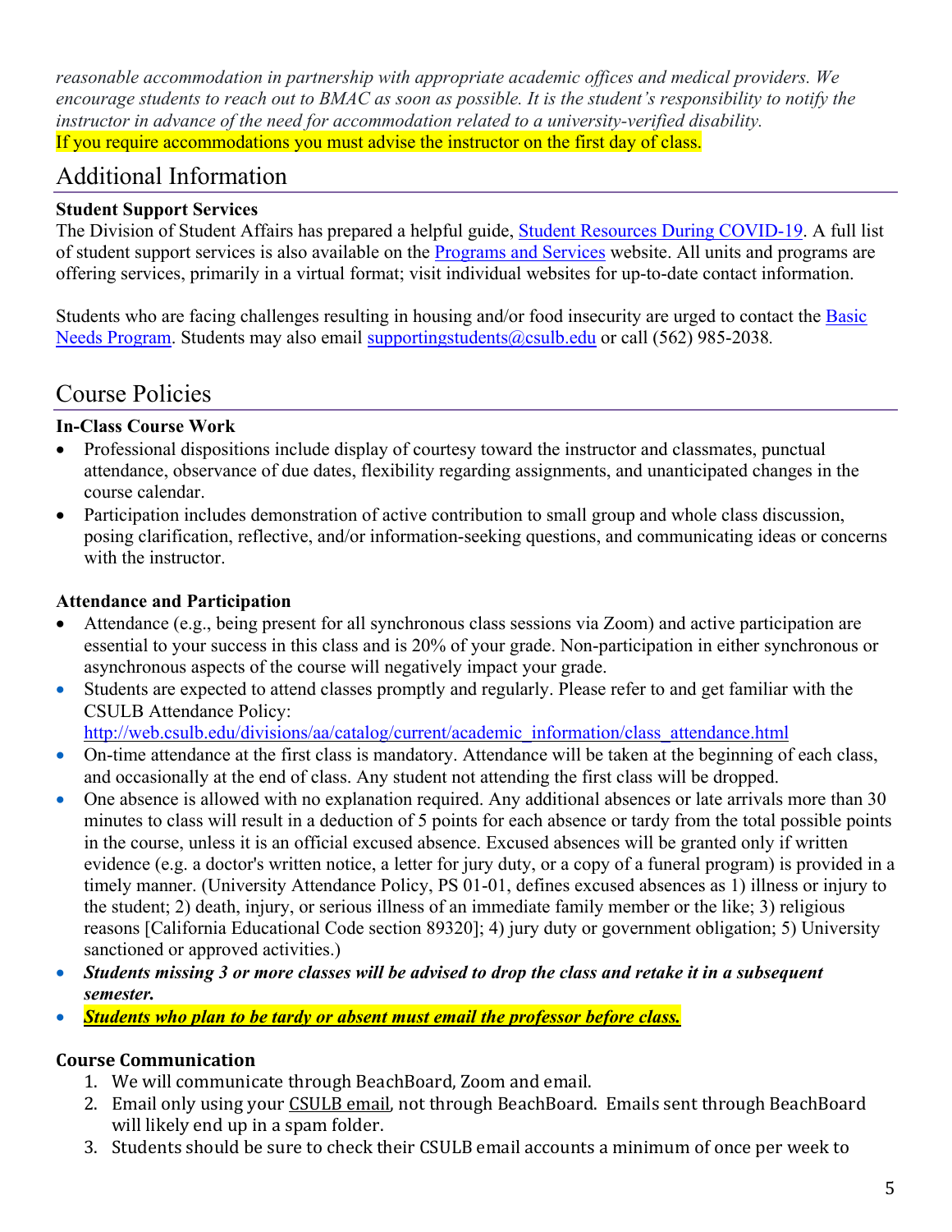*reasonable accommodation in partnership with appropriate academic offices and medical providers. We encourage students to reach out to BMAC as soon as possible. It is the student's responsibility to notify the instructor in advance of the need for accommodation related to a university-verified disability.*
If you require accommodations you must advise the instructor on the first day of class.

## Additional Information

**Student Support Services**
The Division of Student Affairs has prepared a helpful guide, Student Resources During COVID-19. A full list of student support services is also available on the Programs and Services website. All units and programs are offering services, primarily in a virtual format; visit individual websites for up-to-date contact information.

Students who are facing challenges resulting in housing and/or food insecurity are urged to contact the Basic Needs Program. Students may also email supportingstudents@csulb.edu or call (562) 985-2038.

## Course Policies

**In-Class Course Work**

- Professional dispositions include display of courtesy toward the instructor and classmates, punctual attendance, observance of due dates, flexibility regarding assignments, and unanticipated changes in the course calendar.
- Participation includes demonstration of active contribution to small group and whole class discussion, posing clarification, reflective, and/or information-seeking questions, and communicating ideas or concerns with the instructor.

**Attendance and Participation**

- Attendance (e.g., being present for all synchronous class sessions via Zoom) and active participation are essential to your success in this class and is 20% of your grade. Non-participation in either synchronous or asynchronous aspects of the course will negatively impact your grade.
- Students are expected to attend classes promptly and regularly. Please refer to and get familiar with the CSULB Attendance Policy: http://web.csulb.edu/divisions/aa/catalog/current/academic_information/class_attendance.html
- On-time attendance at the first class is mandatory. Attendance will be taken at the beginning of each class, and occasionally at the end of class. Any student not attending the first class will be dropped.
- One absence is allowed with no explanation required. Any additional absences or late arrivals more than 30 minutes to class will result in a deduction of 5 points for each absence or tardy from the total possible points in the course, unless it is an official excused absence. Excused absences will be granted only if written evidence (e.g. a doctor's written notice, a letter for jury duty, or a copy of a funeral program) is provided in a timely manner. (University Attendance Policy, PS 01-01, defines excused absences as 1) illness or injury to the student; 2) death, injury, or serious illness of an immediate family member or the like; 3) religious reasons [California Educational Code section 89320]; 4) jury duty or government obligation; 5) University sanctioned or approved activities.)
- ***Students missing 3 or more classes will be advised to drop the class and retake it in a subsequent semester.***
- ***Students who plan to be tardy or absent must email the professor before class.***

**Course Communication**

1. We will communicate through BeachBoard, Zoom and email.
2. Email only using your CSULB email, not through BeachBoard. Emails sent through BeachBoard will likely end up in a spam folder.
3. Students should be sure to check their CSULB email accounts a minimum of once per week to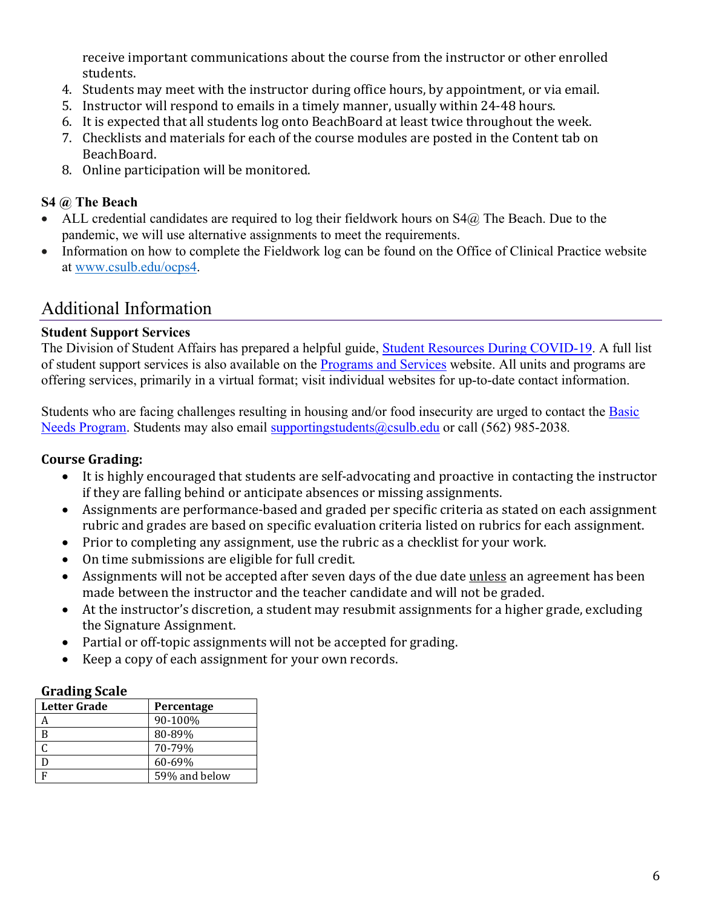receive important communications about the course from the instructor or other enrolled students.

4. Students may meet with the instructor during office hours, by appointment, or via email.
5. Instructor will respond to emails in a timely manner, usually within 24-48 hours.
6. It is expected that all students log onto BeachBoard at least twice throughout the week.
7. Checklists and materials for each of the course modules are posted in the Content tab on BeachBoard.
8. Online participation will be monitored.

**S4 @ The Beach**

- ALL credential candidates are required to log their fieldwork hours on S4@ The Beach. Due to the pandemic, we will use alternative assignments to meet the requirements.
- Information on how to complete the Fieldwork log can be found on the Office of Clinical Practice website at www.csulb.edu/ocps4.

## Additional Information

**Student Support Services**

The Division of Student Affairs has prepared a helpful guide, Student Resources During COVID-19. A full list of student support services is also available on the Programs and Services website. All units and programs are offering services, primarily in a virtual format; visit individual websites for up-to-date contact information.

Students who are facing challenges resulting in housing and/or food insecurity are urged to contact the Basic Needs Program. Students may also email supportingstudents@csulb.edu or call (562) 985-2038.

**Course Grading:**

- It is highly encouraged that students are self-advocating and proactive in contacting the instructor if they are falling behind or anticipate absences or missing assignments.
- Assignments are performance-based and graded per specific criteria as stated on each assignment rubric and grades are based on specific evaluation criteria listed on rubrics for each assignment.
- Prior to completing any assignment, use the rubric as a checklist for your work.
- On time submissions are eligible for full credit.
- Assignments will not be accepted after seven days of the due date unless an agreement has been made between the instructor and the teacher candidate and will not be graded.
- At the instructor's discretion, a student may resubmit assignments for a higher grade, excluding the Signature Assignment.
- Partial or off-topic assignments will not be accepted for grading.
- Keep a copy of each assignment for your own records.

**Grading Scale**

| Letter Grade | Percentage |
|---|---|
| A | 90-100% |
| B | 80-89% |
| C | 70-79% |
| D | 60-69% |
| F | 59% and below |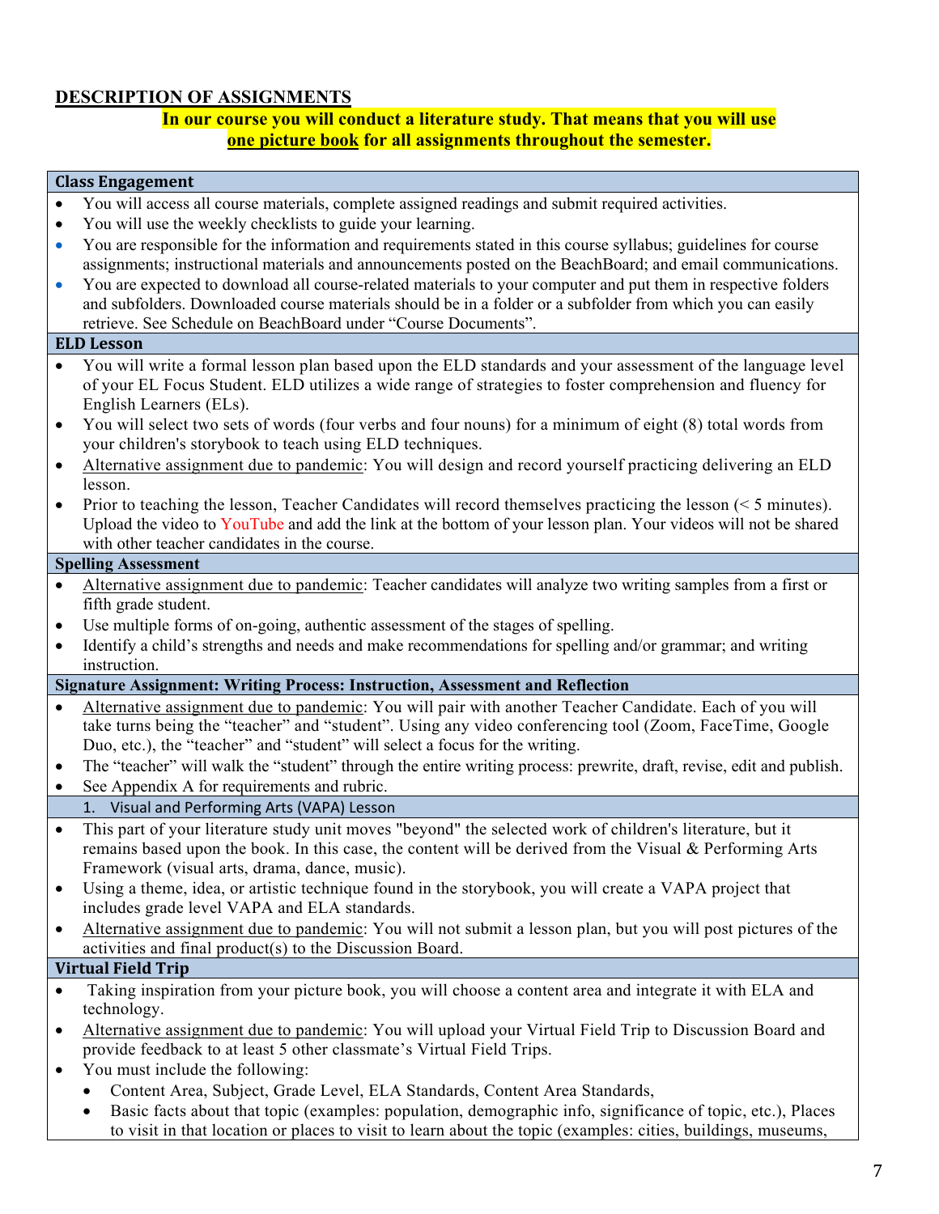## DESCRIPTION OF ASSIGNMENTS

**In our course you will conduct a literature study. That means that you will use <u>one picture book</u> for all assignments throughout the semester.**

### Class Engagement

- You will access all course materials, complete assigned readings and submit required activities.
- You will use the weekly checklists to guide your learning.
- You are responsible for the information and requirements stated in this course syllabus; guidelines for course assignments; instructional materials and announcements posted on the BeachBoard; and email communications.
- You are expected to download all course-related materials to your computer and put them in respective folders and subfolders. Downloaded course materials should be in a folder or a subfolder from which you can easily retrieve. See Schedule on BeachBoard under "Course Documents".

### ELD Lesson

- You will write a formal lesson plan based upon the ELD standards and your assessment of the language level of your EL Focus Student. ELD utilizes a wide range of strategies to foster comprehension and fluency for English Learners (ELs).
- You will select two sets of words (four verbs and four nouns) for a minimum of eight (8) total words from your children's storybook to teach using ELD techniques.
- <u>Alternative assignment due to pandemic</u>: You will design and record yourself practicing delivering an ELD lesson.
- Prior to teaching the lesson, Teacher Candidates will record themselves practicing the lesson (< 5 minutes). Upload the video to YouTube and add the link at the bottom of your lesson plan. Your videos will not be shared with other teacher candidates in the course.

### Spelling Assessment

- <u>Alternative assignment due to pandemic</u>: Teacher candidates will analyze two writing samples from a first or fifth grade student.
- Use multiple forms of on-going, authentic assessment of the stages of spelling.
- Identify a child's strengths and needs and make recommendations for spelling and/or grammar; and writing instruction.

### Signature Assignment: Writing Process: Instruction, Assessment and Reflection

- <u>Alternative assignment due to pandemic</u>: You will pair with another Teacher Candidate. Each of you will take turns being the "teacher" and "student". Using any video conferencing tool (Zoom, FaceTime, Google Duo, etc.), the "teacher" and "student" will select a focus for the writing.
- The "teacher" will walk the "student" through the entire writing process: prewrite, draft, revise, edit and publish.
- See Appendix A for requirements and rubric.

### 1. Visual and Performing Arts (VAPA) Lesson

- This part of your literature study unit moves "beyond" the selected work of children's literature, but it remains based upon the book. In this case, the content will be derived from the Visual & Performing Arts Framework (visual arts, drama, dance, music).
- Using a theme, idea, or artistic technique found in the storybook, you will create a VAPA project that includes grade level VAPA and ELA standards.
- <u>Alternative assignment due to pandemic</u>: You will not submit a lesson plan, but you will post pictures of the activities and final product(s) to the Discussion Board.

### Virtual Field Trip

- Taking inspiration from your picture book, you will choose a content area and integrate it with ELA and technology.
- <u>Alternative assignment due to pandemic</u>: You will upload your Virtual Field Trip to Discussion Board and provide feedback to at least 5 other classmate's Virtual Field Trips.
- You must include the following:
  - Content Area, Subject, Grade Level, ELA Standards, Content Area Standards,
  - Basic facts about that topic (examples: population, demographic info, significance of topic, etc.), Places to visit in that location or places to visit to learn about the topic (examples: cities, buildings, museums,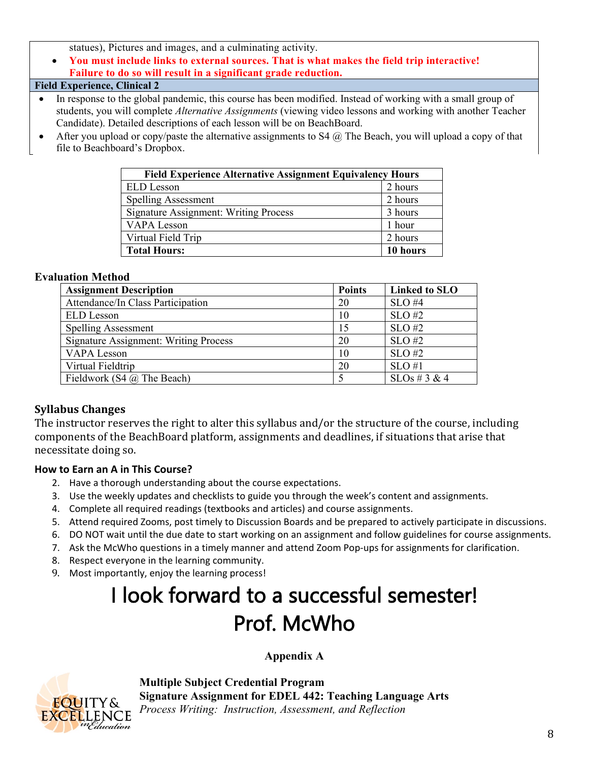statues), Pictures and images, and a culminating activity.

- **You must include links to external sources. That is what makes the field trip interactive! Failure to do so will result in a significant grade reduction.**

**Field Experience, Clinical 2**

- In response to the global pandemic, this course has been modified. Instead of working with a small group of students, you will complete *Alternative Assignments* (viewing video lessons and working with another Teacher Candidate). Detailed descriptions of each lesson will be on BeachBoard.
- After you upload or copy/paste the alternative assignments to S4 @ The Beach, you will upload a copy of that file to Beachboard's Dropbox.

| Field Experience Alternative Assignment Equivalency Hours | |
|---|---|
| ELD Lesson | 2 hours |
| Spelling Assessment | 2 hours |
| Signature Assignment: Writing Process | 3 hours |
| VAPA Lesson | 1 hour |
| Virtual Field Trip | 2 hours |
| **Total Hours:** | **10 hours** |

**Evaluation Method**

| Assignment Description | Points | Linked to SLO |
|---|---|---|
| Attendance/In Class Participation | 20 | SLO #4 |
| ELD Lesson | 10 | SLO #2 |
| Spelling Assessment | 15 | SLO #2 |
| Signature Assignment: Writing Process | 20 | SLO #2 |
| VAPA Lesson | 10 | SLO #2 |
| Virtual Fieldtrip | 20 | SLO #1 |
| Fieldwork (S4 @ The Beach) | 5 | SLOs # 3 & 4 |

## Syllabus Changes

The instructor reserves the right to alter this syllabus and/or the structure of the course, including components of the BeachBoard platform, assignments and deadlines, if situations that arise that necessitate doing so.

### How to Earn an A in This Course?

2. Have a thorough understanding about the course expectations.
3. Use the weekly updates and checklists to guide you through the week's content and assignments.
4. Complete all required readings (textbooks and articles) and course assignments.
5. Attend required Zooms, post timely to Discussion Boards and be prepared to actively participate in discussions.
6. DO NOT wait until the due date to start working on an assignment and follow guidelines for course assignments.
7. Ask the McWho questions in a timely manner and attend Zoom Pop-ups for assignments for clarification.
8. Respect everyone in the learning community.
9. Most importantly, enjoy the learning process!

# I look forward to a successful semester!
# Prof. McWho

**Appendix A**

EQUITY & EXCELLENCE in Education

**Multiple Subject Credential Program**
**Signature Assignment for EDEL 442: Teaching Language Arts**
*Process Writing: Instruction, Assessment, and Reflection*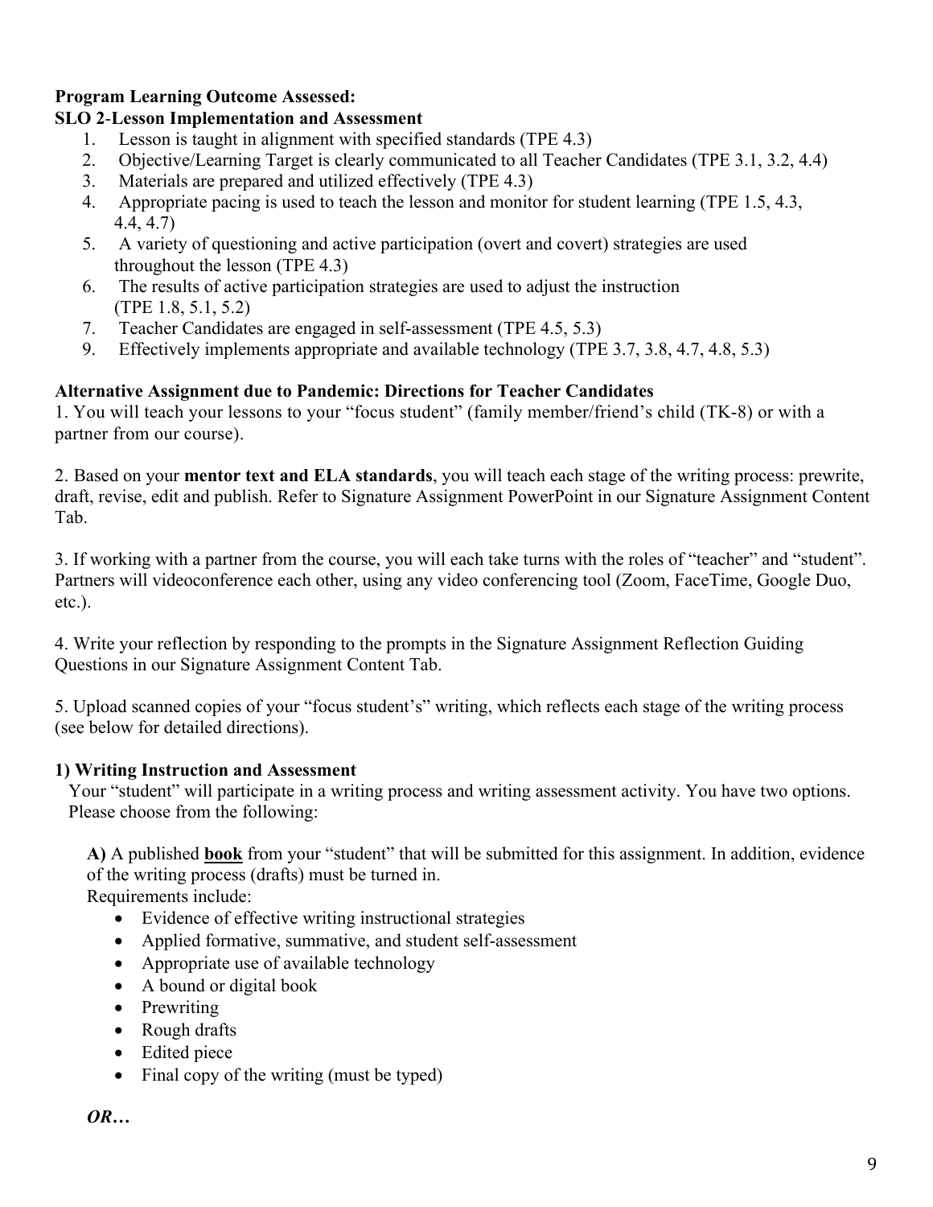**Program Learning Outcome Assessed:**

**SLO 2-Lesson Implementation and Assessment**

1. Lesson is taught in alignment with specified standards (TPE 4.3)
2. Objective/Learning Target is clearly communicated to all Teacher Candidates (TPE 3.1, 3.2, 4.4)
3. Materials are prepared and utilized effectively (TPE 4.3)
4. Appropriate pacing is used to teach the lesson and monitor for student learning (TPE 1.5, 4.3, 4.4, 4.7)
5. A variety of questioning and active participation (overt and covert) strategies are used throughout the lesson (TPE 4.3)
6. The results of active participation strategies are used to adjust the instruction (TPE 1.8, 5.1, 5.2)
7. Teacher Candidates are engaged in self-assessment (TPE 4.5, 5.3)
9. Effectively implements appropriate and available technology (TPE 3.7, 3.8, 4.7, 4.8, 5.3)

**Alternative Assignment due to Pandemic: Directions for Teacher Candidates**

1. You will teach your lessons to your "focus student" (family member/friend's child (TK-8) or with a partner from our course).

2. Based on your **mentor text and ELA standards**, you will teach each stage of the writing process: prewrite, draft, revise, edit and publish. Refer to Signature Assignment PowerPoint in our Signature Assignment Content Tab.

3. If working with a partner from the course, you will each take turns with the roles of "teacher" and "student". Partners will videoconference each other, using any video conferencing tool (Zoom, FaceTime, Google Duo, etc.).

4. Write your reflection by responding to the prompts in the Signature Assignment Reflection Guiding Questions in our Signature Assignment Content Tab.

5. Upload scanned copies of your "focus student's" writing, which reflects each stage of the writing process (see below for detailed directions).

**1) Writing Instruction and Assessment**

Your "student" will participate in a writing process and writing assessment activity. You have two options. Please choose from the following:

**A)** A published **book** from your "student" that will be submitted for this assignment. In addition, evidence of the writing process (drafts) must be turned in.

Requirements include:

- Evidence of effective writing instructional strategies
- Applied formative, summative, and student self-assessment
- Appropriate use of available technology
- A bound or digital book
- Prewriting
- Rough drafts
- Edited piece
- Final copy of the writing (must be typed)

***OR…***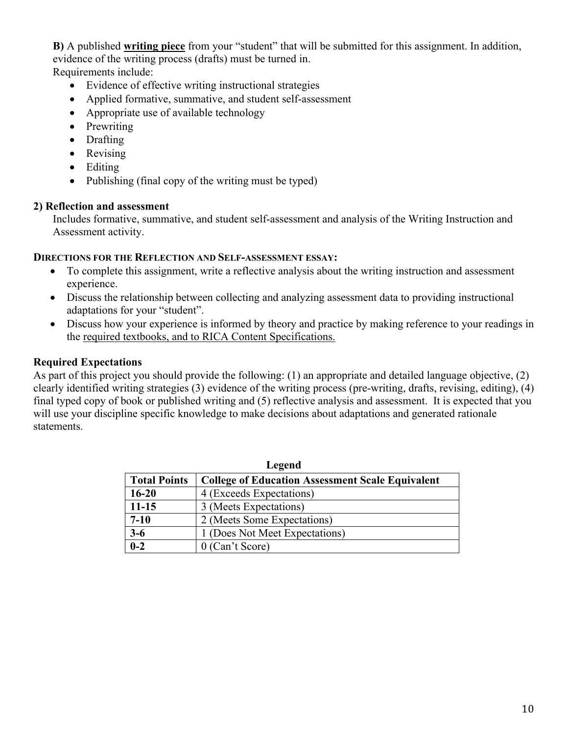**B)** A published **writing piece** from your "student" that will be submitted for this assignment. In addition, evidence of the writing process (drafts) must be turned in.

Requirements include:

- Evidence of effective writing instructional strategies
- Applied formative, summative, and student self-assessment
- Appropriate use of available technology
- Prewriting
- Drafting
- Revising
- Editing
- Publishing (final copy of the writing must be typed)

**2) Reflection and assessment**

Includes formative, summative, and student self-assessment and analysis of the Writing Instruction and Assessment activity.

**DIRECTIONS FOR THE REFLECTION AND SELF-ASSESSMENT ESSAY:**

- To complete this assignment, write a reflective analysis about the writing instruction and assessment experience.
- Discuss the relationship between collecting and analyzing assessment data to providing instructional adaptations for your "student".
- Discuss how your experience is informed by theory and practice by making reference to your readings in the required textbooks, and to RICA Content Specifications.

**Required Expectations**

As part of this project you should provide the following: (1) an appropriate and detailed language objective, (2) clearly identified writing strategies (3) evidence of the writing process (pre-writing, drafts, revising, editing), (4) final typed copy of book or published writing and (5) reflective analysis and assessment. It is expected that you will use your discipline specific knowledge to make decisions about adaptations and generated rationale statements.

**Legend**

| Total Points | College of Education Assessment Scale Equivalent |
|---|---|
| **16-20** | 4 (Exceeds Expectations) |
| **11-15** | 3 (Meets Expectations) |
| **7-10** | 2 (Meets Some Expectations) |
| **3-6** | 1 (Does Not Meet Expectations) |
| **0-2** | 0 (Can't Score) |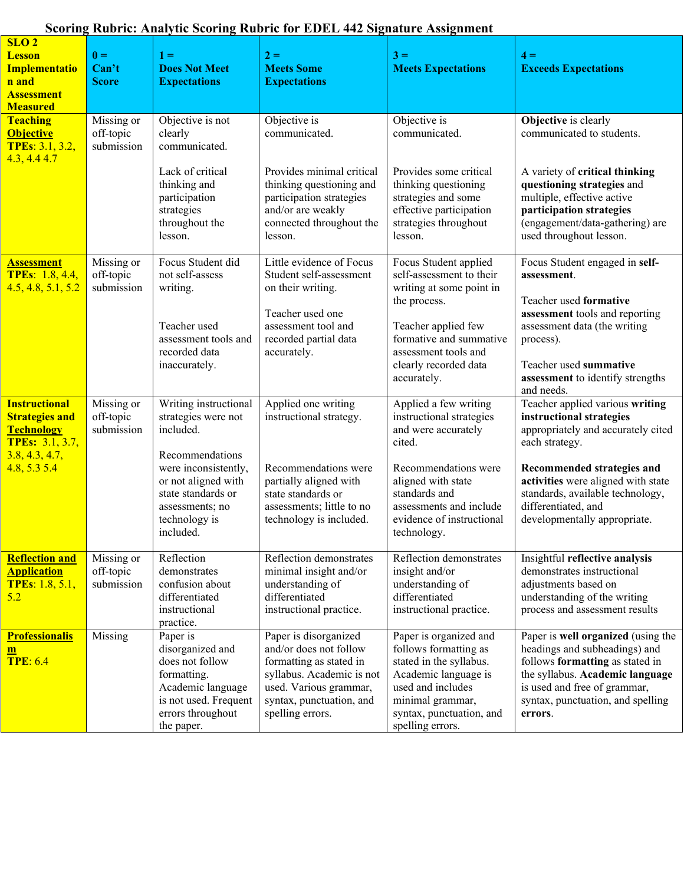**Scoring Rubric: Analytic Scoring Rubric for EDEL 442 Signature Assignment**

| **SLO 2 Lesson Implementation and Assessment Measured** | **0 = Can't Score** | **1 = Does Not Meet Expectations** | **2 = Meets Some Expectations** | **3 = Meets Expectations** | **4 = Exceeds Expectations** |
|---|---|---|---|---|---|
| **Teaching Objective** **TPEs**: 3.1, 3.2, 4.3, 4.4 4.7 | Missing or off-topic submission | Objective is not clearly communicated. <br><br> Lack of critical thinking and participation strategies throughout the lesson. | Objective is communicated. <br><br> Provides minimal critical thinking questioning and participation strategies and/or are weakly connected throughout the lesson. | Objective is communicated. <br><br> Provides some critical thinking questioning strategies and some effective participation strategies throughout lesson. | **Objective** is clearly communicated to students. <br><br> A variety of **critical thinking questioning strategies** and multiple, effective active **participation strategies** (engagement/data-gathering) are used throughout lesson. |
| **Assessment** **TPEs**: 1.8, 4.4, 4.5, 4.8, 5.1, 5.2 | Missing or off-topic submission | Focus Student did not self-assess writing. <br><br> Teacher used assessment tools and recorded data inaccurately. | Little evidence of Focus Student self-assessment on their writing. <br><br> Teacher used one assessment tool and recorded partial data accurately. | Focus Student applied self-assessment to their writing at some point in the process. <br><br> Teacher applied few formative and summative assessment tools and clearly recorded data accurately. | Focus Student engaged in **self-assessment**. <br><br> Teacher used **formative assessment** tools and reporting assessment data (the writing process). <br><br> Teacher used **summative assessment** to identify strengths and needs. |
| **Instructional Strategies and Technology** **TPEs:** 3.1, 3.7, 3.8, 4.3, 4.7, 4.8, 5.3 5.4 | Missing or off-topic submission | Writing instructional strategies were not included. <br><br> Recommendations were inconsistently, or not aligned with state standards or assessments; no technology is included. | Applied one writing instructional strategy. <br><br> Recommendations were partially aligned with state standards or assessments; little to no technology is included. | Applied a few writing instructional strategies and were accurately cited. <br><br> Recommendations were aligned with state standards and assessments and include evidence of instructional technology. | Teacher applied various **writing instructional strategies** appropriately and accurately cited each strategy. <br><br> **Recommended strategies and activities** were aligned with state standards, available technology, differentiated, and developmentally appropriate. |
| **Reflection and Application** **TPEs**: 1.8, 5.1, 5.2 | Missing or off-topic submission | Reflection demonstrates confusion about differentiated instructional practice. | Reflection demonstrates minimal insight and/or understanding of differentiated instructional practice. | Reflection demonstrates insight and/or understanding of differentiated instructional practice. | Insightful **reflective analysis** demonstrates instructional adjustments based on understanding of the writing process and assessment results |
| **Professionalism** **TPE**: 6.4 | Missing | Paper is disorganized and does not follow formatting. Academic language is not used. Frequent errors throughout the paper. | Paper is disorganized and/or does not follow formatting as stated in syllabus. Academic is not used. Various grammar, syntax, punctuation, and spelling errors. | Paper is organized and follows formatting as stated in the syllabus. Academic language is used and includes minimal grammar, syntax, punctuation, and spelling errors. | Paper is **well organized** (using the headings and subheadings) and follows **formatting** as stated in the syllabus. **Academic language** is used and free of grammar, syntax, punctuation, and spelling **errors**. |